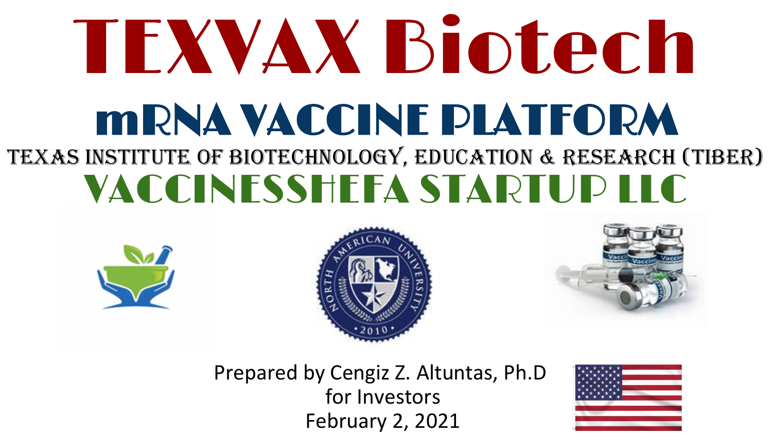# TEXVAX Biotech

## mRNA VACCINE PLATFORM

TEXAS INSTITUTE OF BIOTECHNOLOGY, EDUCATION & RESEARCH (TIBER)

## VACCINESSHEFA STARTUP LLC

Prepared by Cengiz Z. Altuntas, Ph.D
for Investors
February 2, 2021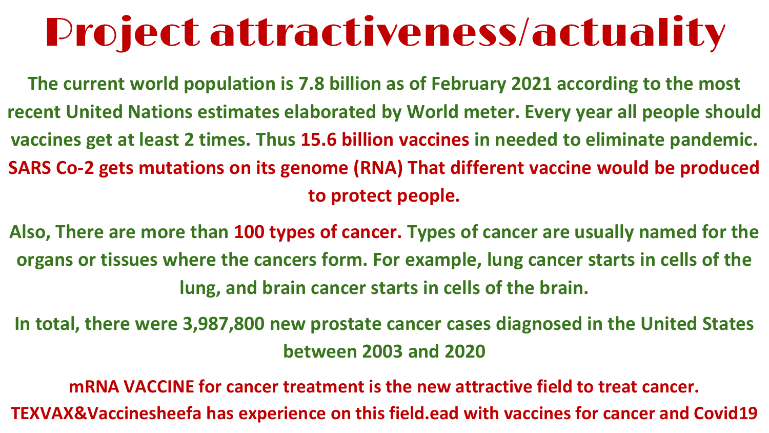# Project attractiveness/actuality

The current world population is 7.8 billion as of February 2021 according to the most recent United Nations estimates elaborated by World meter. Every year all people should vaccines get at least 2 times. Thus **15.6 billion vaccines** in needed to eliminate pandemic. **SARS Co-2 gets mutations on its genome (RNA) That different vaccine would be produced to protect people.**

Also, There are more than **100 types of cancer**. Types of cancer are usually named for the organs or tissues where the cancers form. For example, lung cancer starts in cells of the lung, and brain cancer starts in cells of the brain.

In total, there were 3,987,800 new prostate cancer cases diagnosed in the United States between 2003 and 2020

**mRNA VACCINE for cancer treatment is the new attractive field to treat cancer. TEXVAX&Vaccinesheefa has experience on this field.ead with vaccines for cancer and Covid19**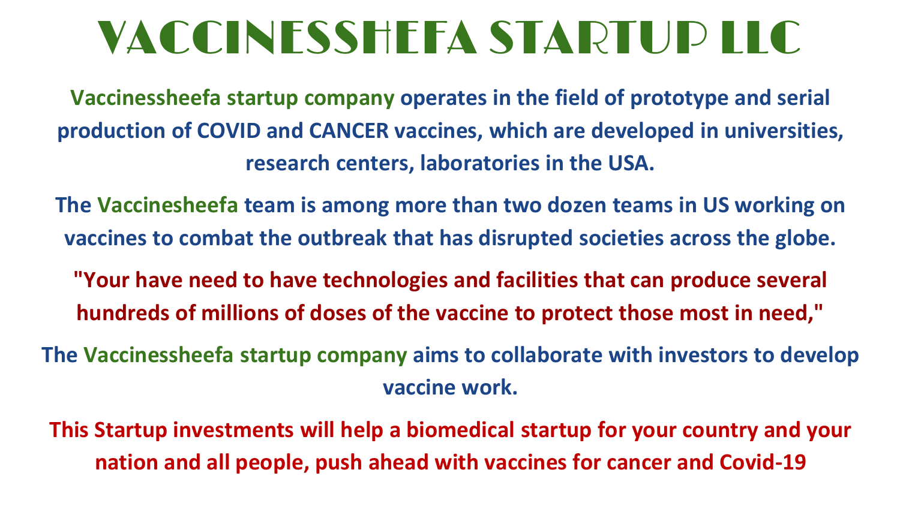# VACCINESSHEFA STARTUP LLC

**Vaccinessheefa startup company operates in the field of prototype and serial production of COVID and CANCER vaccines, which are developed in universities, research centers, laboratories in the USA.**

**The Vaccinesheefa team is among more than two dozen teams in US working on vaccines to combat the outbreak that has disrupted societies across the globe.**

**"Your have need to have technologies and facilities that can produce several hundreds of millions of doses of the vaccine to protect those most in need,"**

**The Vaccinessheefa startup company aims to collaborate with investors to develop vaccine work.**

**This Startup investments will help a biomedical startup for your country and your nation and all people, push ahead with vaccines for cancer and Covid-19**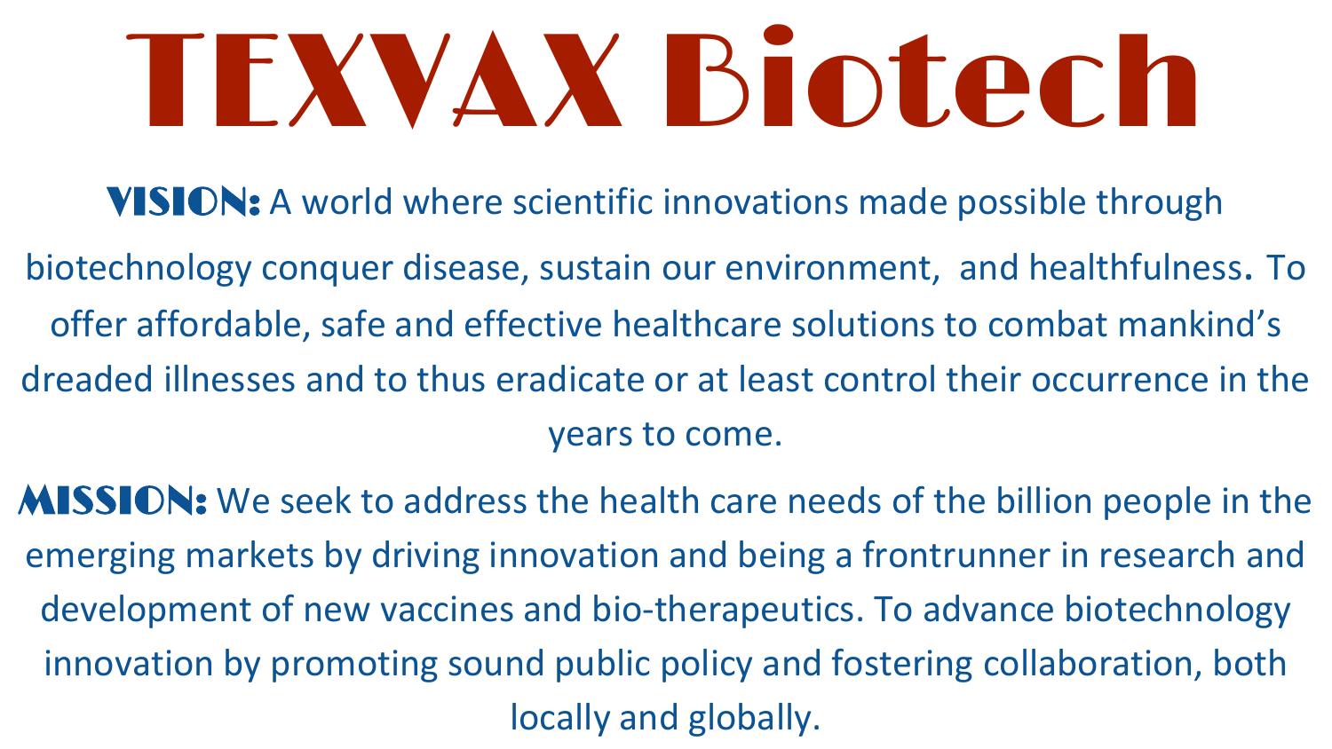# TEXVAX Biotech

**VISION:** A world where scientific innovations made possible through biotechnology conquer disease, sustain our environment,  and healthfulness. To offer affordable, safe and effective healthcare solutions to combat mankind's dreaded illnesses and to thus eradicate or at least control their occurrence in the years to come.

**MISSION:** We seek to address the health care needs of the billion people in the emerging markets by driving innovation and being a frontrunner in research and development of new vaccines and bio-therapeutics. To advance biotechnology innovation by promoting sound public policy and fostering collaboration, both locally and globally.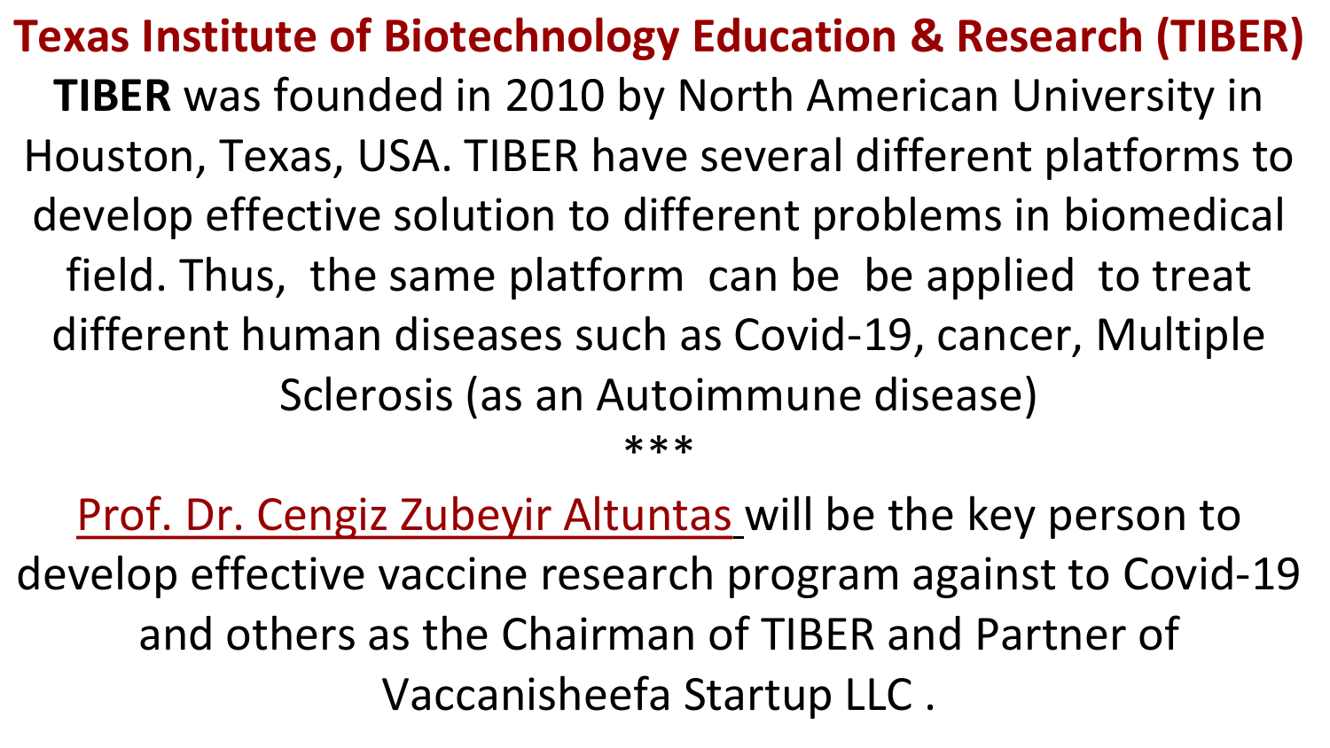# Texas Institute of Biotechnology Education & Research (TIBER)

**TIBER** was founded in 2010 by North American University in Houston, Texas, USA. TIBER have several different platforms to develop effective solution to different problems in biomedical field. Thus, the same platform can be be applied to treat different human diseases such as Covid-19, cancer, Multiple Sclerosis (as an Autoimmune disease)

***

Prof. Dr. Cengiz Zubeyir Altuntas will be the key person to develop effective vaccine research program against to Covid-19 and others as the Chairman of TIBER and Partner of Vaccanisheefa Startup LLC .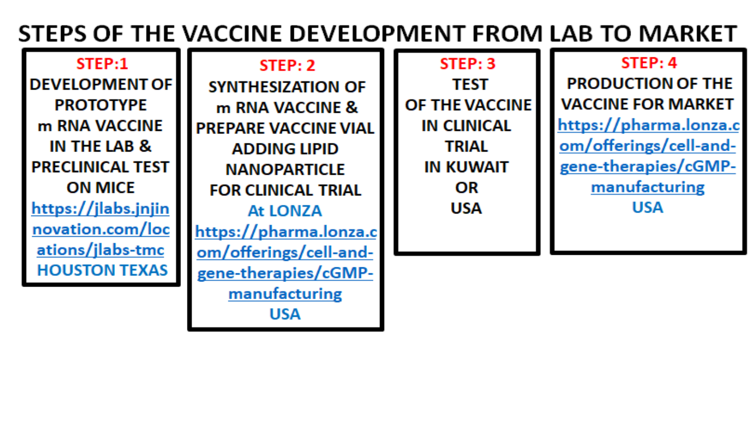# STEPS OF THE VACCINE DEVELOPMENT FROM LAB TO MARKET

**STEP:1**

**DEVELOPMENT OF PROTOTYPE m RNA VACCINE IN THE LAB & PRECLINICAL TEST ON MICE**

https://jlabs.jnjinnovation.com/locations/jlabs-tmc

HOUSTON TEXAS

**STEP: 2**

**SYNTHESIZATION OF m RNA VACCINE & PREPARE VACCINE VIAL ADDING LIPID NANOPARTICLE FOR CLINICAL TRIAL**

At LONZA

https://pharma.lonza.com/offerings/cell-and-gene-therapies/cGMP-manufacturing

USA

**STEP: 3**

**TEST OF THE VACCINE IN CLINICAL TRIAL IN KUWAIT OR USA**

**STEP: 4**

**PRODUCTION OF THE VACCINE FOR MARKET**

https://pharma.lonza.com/offerings/cell-and-gene-therapies/cGMP-manufacturing

USA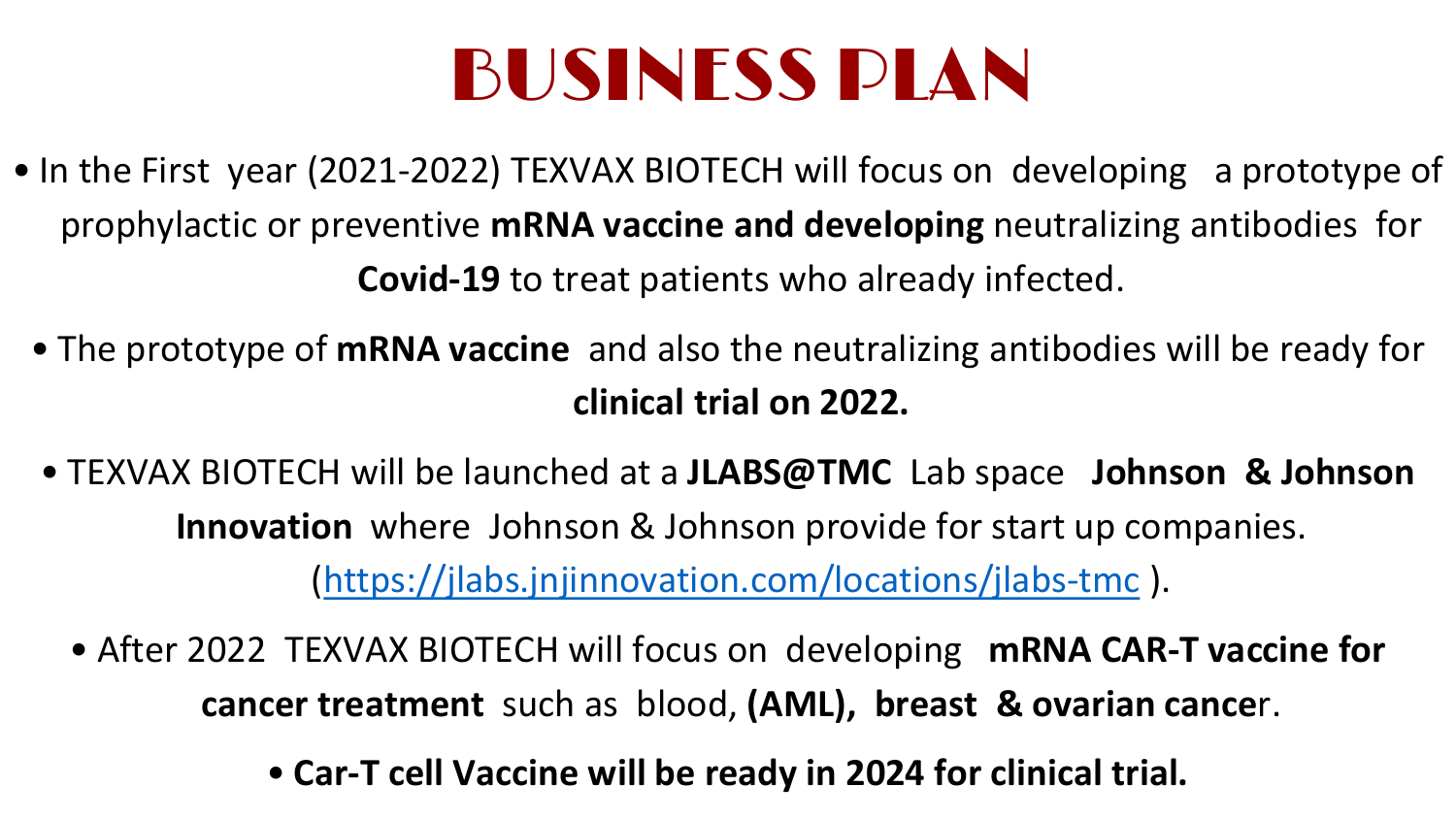# BUSINESS PLAN

- In the First year (2021-2022) TEXVAX BIOTECH will focus on developing a prototype of prophylactic or preventive **mRNA vaccine and developing** neutralizing antibodies for **Covid-19** to treat patients who already infected.
- The prototype of **mRNA vaccine** and also the neutralizing antibodies will be ready for **clinical trial on 2022.**
- TEXVAX BIOTECH will be launched at a **JLABS@TMC** Lab space **Johnson & Johnson Innovation** where Johnson & Johnson provide for start up companies. (https://jlabs.jnjinnovation.com/locations/jlabs-tmc ).
- After 2022 TEXVAX BIOTECH will focus on developing **mRNA CAR-T vaccine for cancer treatment** such as blood, **(AML), breast & ovarian cance**r.
- **Car-T cell Vaccine will be ready in 2024 for clinical trial.**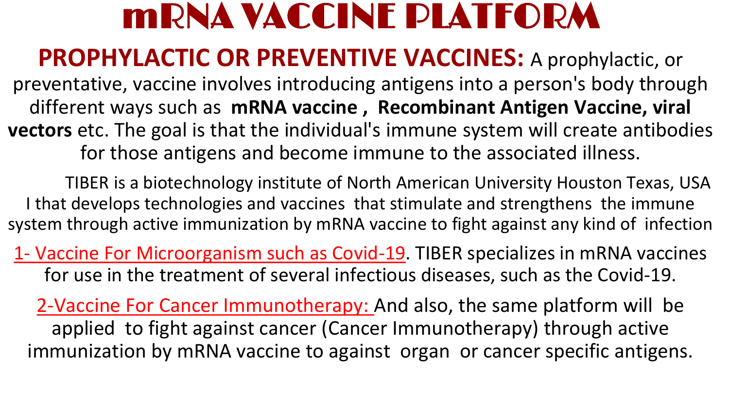# mRNA VACCINE PLATFORM

**PROPHYLACTIC OR PREVENTIVE VACCINES:** A prophylactic, or preventative, vaccine involves introducing antigens into a person's body through different ways such as **mRNA vaccine , Recombinant Antigen Vaccine, viral vectors** etc. The goal is that the individual's immune system will create antibodies for those antigens and become immune to the associated illness.

TIBER is a biotechnology institute of North American University Houston Texas, USA I that develops technologies and vaccines that stimulate and strengthens the immune system through active immunization by mRNA vaccine to fight against any kind of infection

1- Vaccine For Microorganism such as Covid-19. TIBER specializes in mRNA vaccines for use in the treatment of several infectious diseases, such as the Covid-19.

2-Vaccine For Cancer Immunotherapy: And also, the same platform will be applied to fight against cancer (Cancer Immunotherapy) through active immunization by mRNA vaccine to against organ or cancer specific antigens.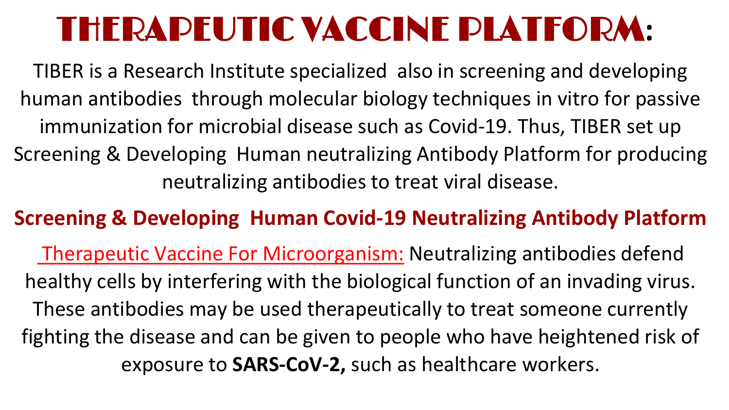# THERAPEUTIC VACCINE PLATFORM:

TIBER is a Research Institute specialized also in screening and developing human antibodies through molecular biology techniques in vitro for passive immunization for microbial disease such as Covid-19. Thus, TIBER set up Screening & Developing Human neutralizing Antibody Platform for producing neutralizing antibodies to treat viral disease.

## Screening & Developing Human Covid-19 Neutralizing Antibody Platform

Therapeutic Vaccine For Microorganism: Neutralizing antibodies defend healthy cells by interfering with the biological function of an invading virus. These antibodies may be used therapeutically to treat someone currently fighting the disease and can be given to people who have heightened risk of exposure to **SARS-CoV-2,** such as healthcare workers.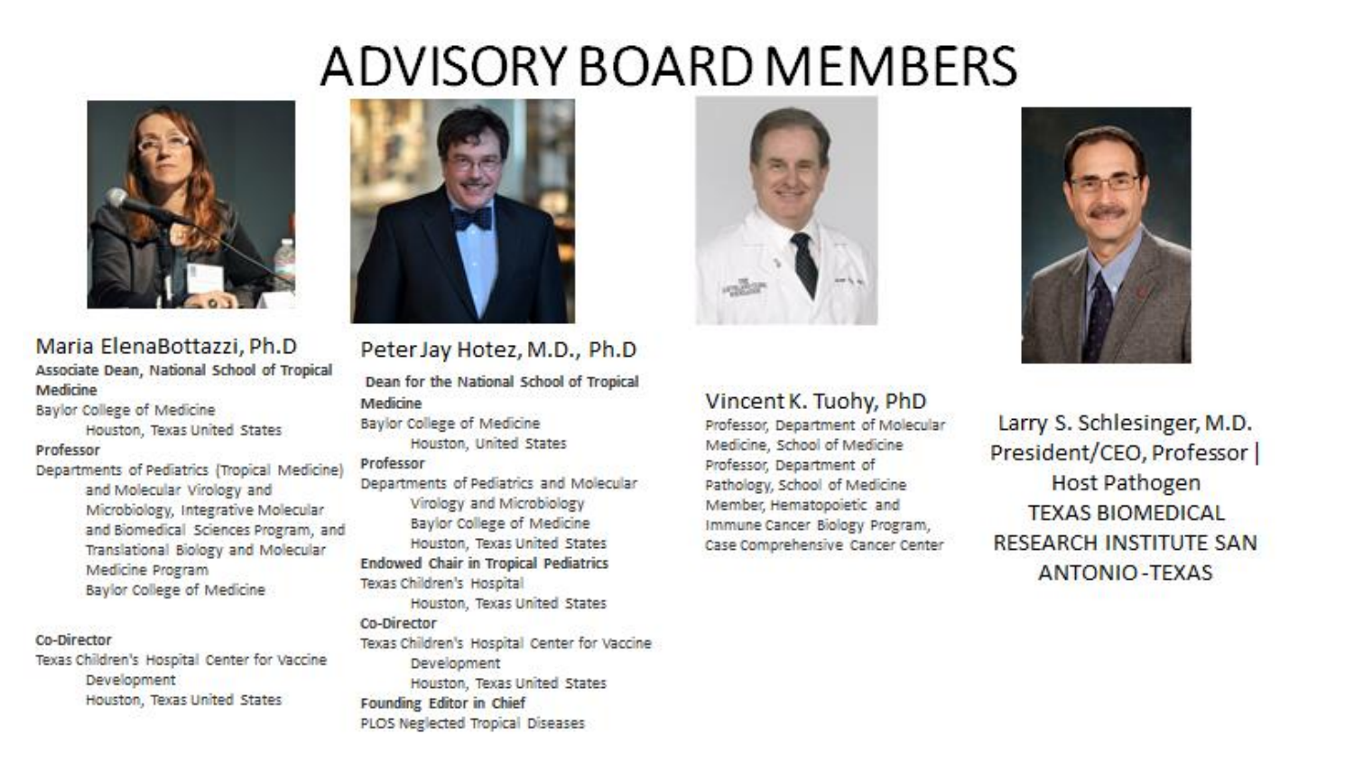# ADVISORY BOARD MEMBERS

## Maria ElenaBottazzi, Ph.D

**Associate Dean, National School of Tropical Medicine**
Baylor College of Medicine
Houston, Texas United States

**Professor**
Departments of Pediatrics (Tropical Medicine) and Molecular Virology and Microbiology, Integrative Molecular and Biomedical Sciences Program, and Translational Biology and Molecular Medicine Program
Baylor College of Medicine

**Co-Director**
Texas Children's Hospital Center for Vaccine Development
Houston, Texas United States

## Peter Jay Hotez, M.D., Ph.D

**Dean for the National School of Tropical Medicine**
Baylor College of Medicine
Houston, United States

**Professor**
Departments of Pediatrics and Molecular Virology and Microbiology
Baylor College of Medicine
Houston, Texas United States

**Endowed Chair in Tropical Pediatrics**
Texas Children's Hospital
Houston, Texas United States

**Co-Director**
Texas Children's Hospital Center for Vaccine Development
Houston, Texas United States

**Founding Editor in Chief**
PLOS Neglected Tropical Diseases

## Vincent K. Tuohy, PhD

Professor, Department of Molecular Medicine, School of Medicine
Professor, Department of Pathology, School of Medicine
Member, Hematopoietic and Immune Cancer Biology Program, Case Comprehensive Cancer Center

## Larry S. Schlesinger, M.D.

President/CEO, Professor | Host Pathogen
TEXAS BIOMEDICAL RESEARCH INSTITUTE SAN ANTONIO-TEXAS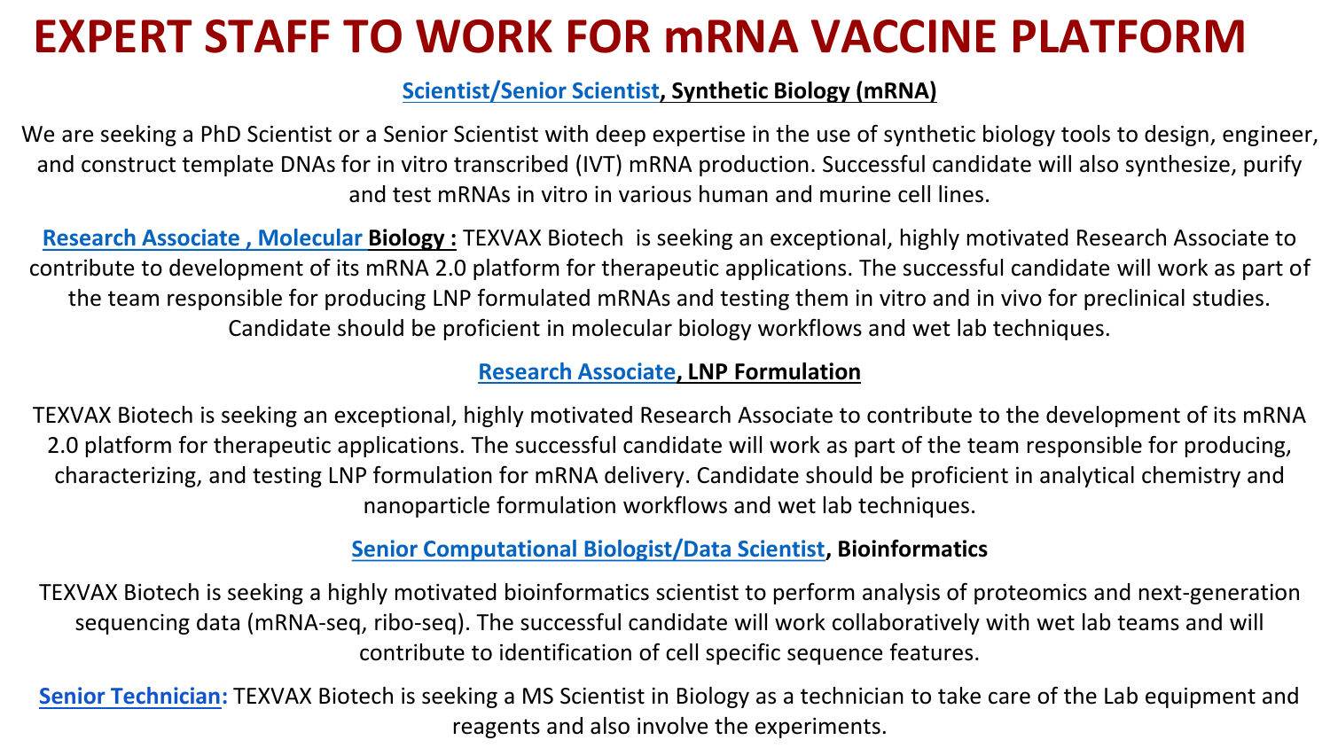# EXPERT STAFF TO WORK FOR mRNA VACCINE PLATFORM

**Scientist/Senior Scientist, Synthetic Biology (mRNA)**

We are seeking a PhD Scientist or a Senior Scientist with deep expertise in the use of synthetic biology tools to design, engineer, and construct template DNAs for in vitro transcribed (IVT) mRNA production. Successful candidate will also synthesize, purify and test mRNAs in vitro in various human and murine cell lines.

**Research Associate , Molecular Biology :** TEXVAX Biotech is seeking an exceptional, highly motivated Research Associate to contribute to development of its mRNA 2.0 platform for therapeutic applications. The successful candidate will work as part of the team responsible for producing LNP formulated mRNAs and testing them in vitro and in vivo for preclinical studies. Candidate should be proficient in molecular biology workflows and wet lab techniques.

**Research Associate, LNP Formulation**

TEXVAX Biotech is seeking an exceptional, highly motivated Research Associate to contribute to the development of its mRNA 2.0 platform for therapeutic applications. The successful candidate will work as part of the team responsible for producing, characterizing, and testing LNP formulation for mRNA delivery. Candidate should be proficient in analytical chemistry and nanoparticle formulation workflows and wet lab techniques.

**Senior Computational Biologist/Data Scientist, Bioinformatics**

TEXVAX Biotech is seeking a highly motivated bioinformatics scientist to perform analysis of proteomics and next-generation sequencing data (mRNA-seq, ribo-seq). The successful candidate will work collaboratively with wet lab teams and will contribute to identification of cell specific sequence features.

**Senior Technician:** TEXVAX Biotech is seeking a MS Scientist in Biology as a technician to take care of the Lab equipment and reagents and also involve the experiments.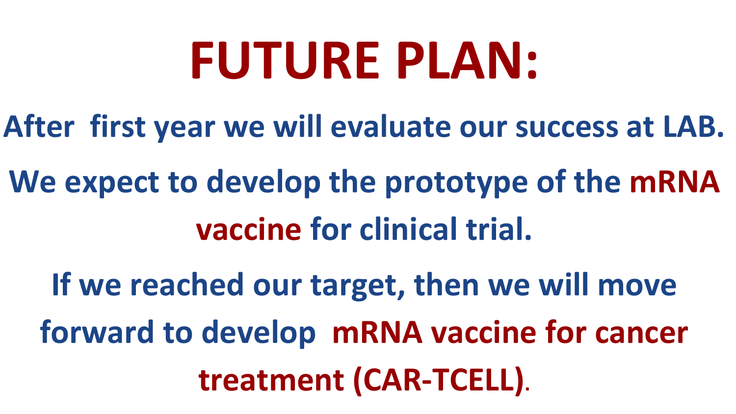# FUTURE PLAN:

**After first year we will evaluate our success at LAB.**

**We expect to develop the prototype of the mRNA vaccine for clinical trial.**

**If we reached our target, then we will move forward to develop mRNA vaccine for cancer treatment (CAR-TCELL).**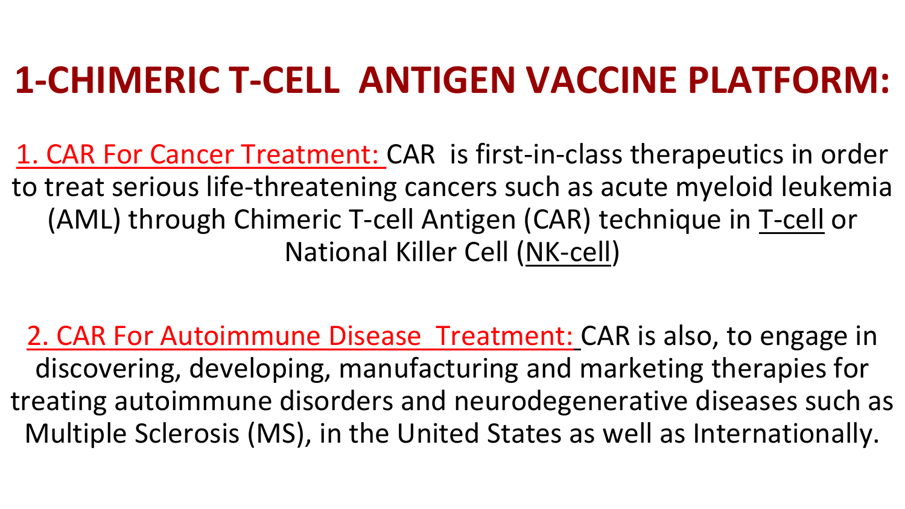# 1-CHIMERIC T-CELL ANTIGEN VACCINE PLATFORM:

1. CAR For Cancer Treatment: CAR is first-in-class therapeutics in order to treat serious life-threatening cancers such as acute myeloid leukemia (AML) through Chimeric T-cell Antigen (CAR) technique in T-cell or National Killer Cell (NK-cell)

2. CAR For Autoimmune Disease Treatment: CAR is also, to engage in discovering, developing, manufacturing and marketing therapies for treating autoimmune disorders and neurodegenerative diseases such as Multiple Sclerosis (MS), in the United States as well as Internationally.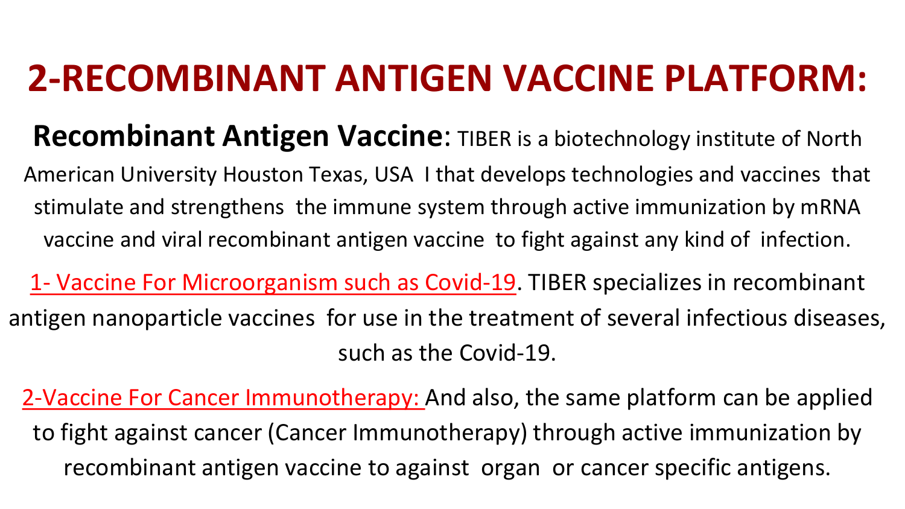# 2-RECOMBINANT ANTIGEN VACCINE PLATFORM:

**Recombinant Antigen Vaccine**: TIBER is a biotechnology institute of North American University Houston Texas, USA I that develops technologies and vaccines that stimulate and strengthens the immune system through active immunization by mRNA vaccine and viral recombinant antigen vaccine to fight against any kind of infection.

1- Vaccine For Microorganism such as Covid-19. TIBER specializes in recombinant antigen nanoparticle vaccines for use in the treatment of several infectious diseases, such as the Covid-19.

2-Vaccine For Cancer Immunotherapy: And also, the same platform can be applied to fight against cancer (Cancer Immunotherapy) through active immunization by recombinant antigen vaccine to against organ or cancer specific antigens.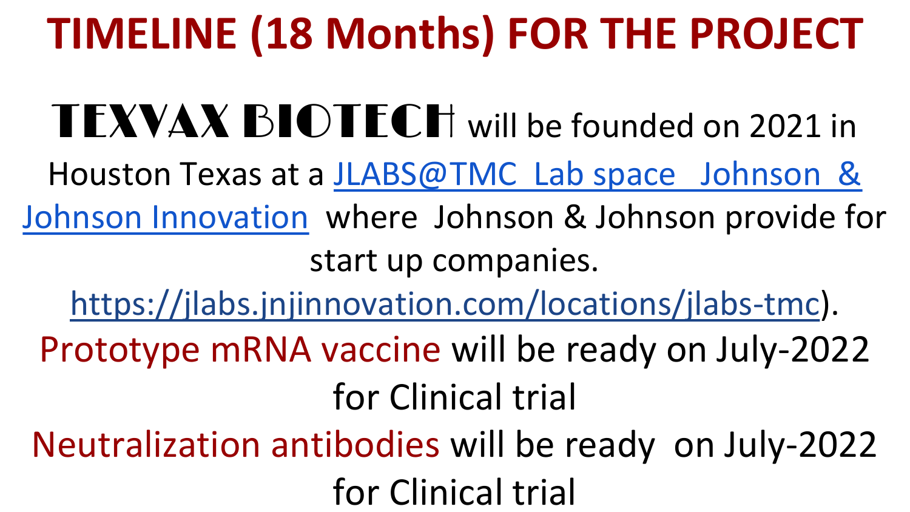# TIMELINE (18 Months) FOR THE PROJECT

**TEXVAX BIOTECH** will be founded on 2021 in Houston Texas at a [JLABS@TMC Lab space Johnson & Johnson Innovation](https://jlabs.jnjinnovation.com/locations/jlabs-tmc) where Johnson & Johnson provide for start up companies. https://jlabs.jnjinnovation.com/locations/jlabs-tmc).

Prototype mRNA vaccine will be ready on July-2022 for Clinical trial

Neutralization antibodies will be ready on July-2022 for Clinical trial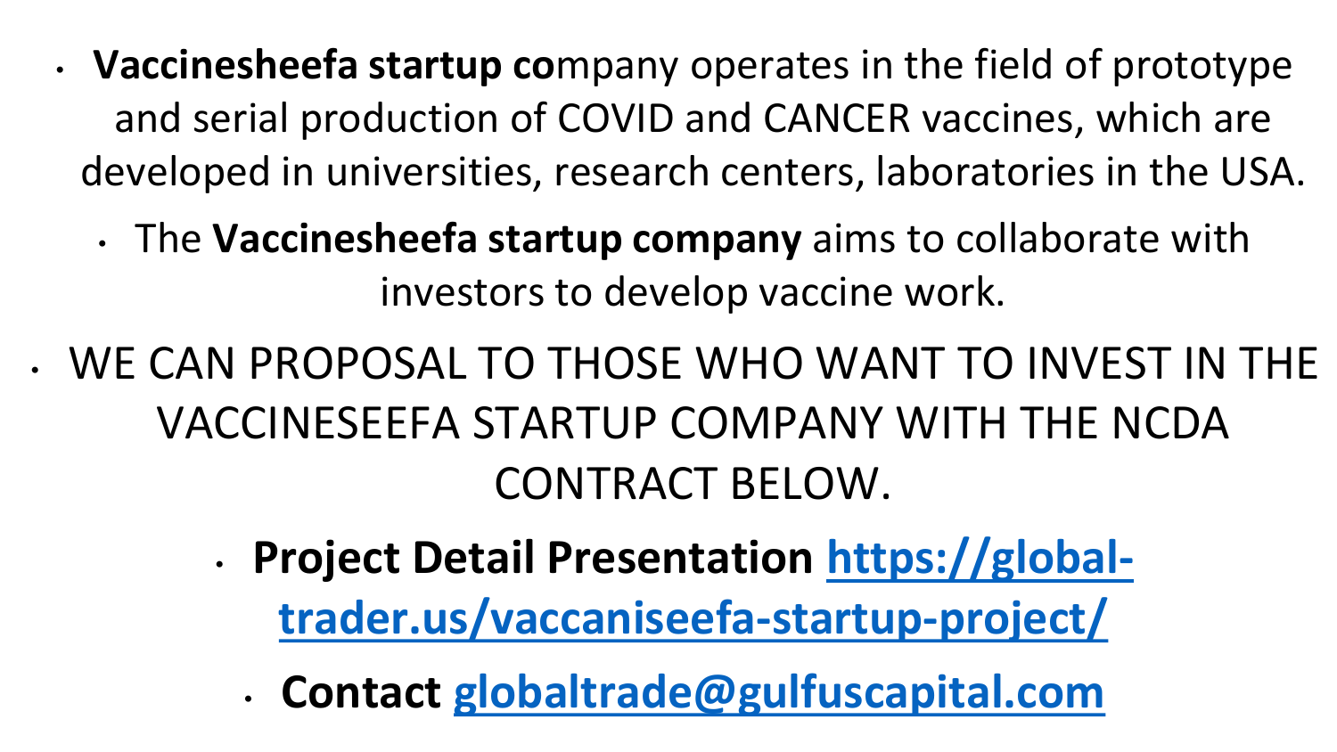- **Vaccinesheefa startup co**mpany operates in the field of prototype and serial production of COVID and CANCER vaccines, which are developed in universities, research centers, laboratories in the USA.
- The **Vaccinesheefa startup company** aims to collaborate with investors to develop vaccine work.
- WE CAN PROPOSAL TO THOSE WHO WANT TO INVEST IN THE VACCINESEEFA STARTUP COMPANY WITH THE NCDA CONTRACT BELOW.
- **Project Detail Presentation [https://global-trader.us/vaccaniseefa-startup-project/](https://global-trader.us/vaccaniseefa-startup-project/)**
- **Contact [globaltrade@gulfuscapital.com](mailto:globaltrade@gulfuscapital.com)**